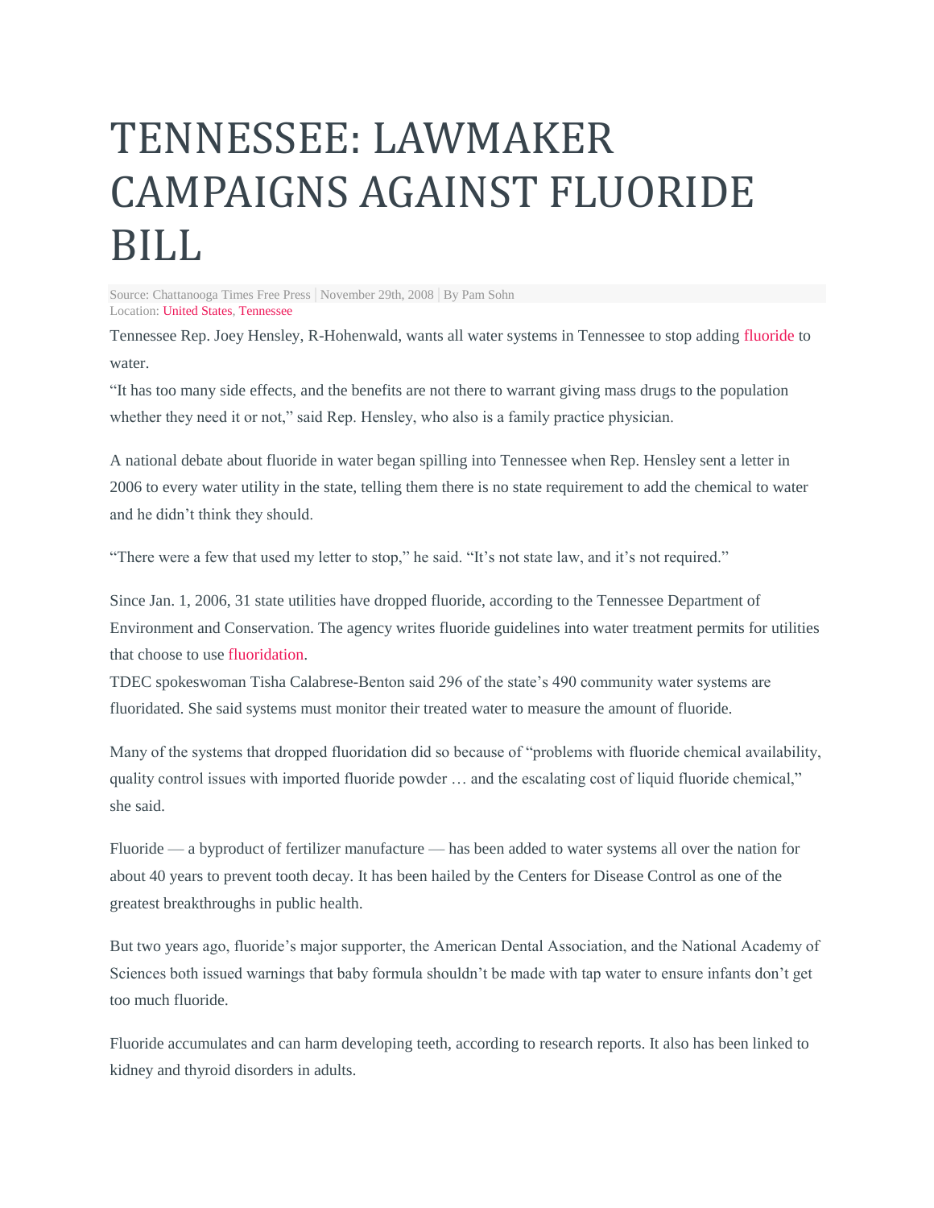# TENNESSEE: LAWMAKER CAMPAIGNS AGAINST FLUORIDE BILL

Source: Chattanooga Times Free Press | November 29th, 2008 | By Pam Sohn
Location: United States, Tennessee

Tennessee Rep. Joey Hensley, R-Hohenwald, wants all water systems in Tennessee to stop adding fluoride to water.

"It has too many side effects, and the benefits are not there to warrant giving mass drugs to the population whether they need it or not," said Rep. Hensley, who also is a family practice physician.

A national debate about fluoride in water began spilling into Tennessee when Rep. Hensley sent a letter in 2006 to every water utility in the state, telling them there is no state requirement to add the chemical to water and he didn't think they should.

"There were a few that used my letter to stop," he said. "It's not state law, and it's not required."

Since Jan. 1, 2006, 31 state utilities have dropped fluoride, according to the Tennessee Department of Environment and Conservation. The agency writes fluoride guidelines into water treatment permits for utilities that choose to use fluoridation.

TDEC spokeswoman Tisha Calabrese-Benton said 296 of the state's 490 community water systems are fluoridated. She said systems must monitor their treated water to measure the amount of fluoride.

Many of the systems that dropped fluoridation did so because of "problems with fluoride chemical availability, quality control issues with imported fluoride powder … and the escalating cost of liquid fluoride chemical," she said.

Fluoride — a byproduct of fertilizer manufacture — has been added to water systems all over the nation for about 40 years to prevent tooth decay. It has been hailed by the Centers for Disease Control as one of the greatest breakthroughs in public health.

But two years ago, fluoride's major supporter, the American Dental Association, and the National Academy of Sciences both issued warnings that baby formula shouldn't be made with tap water to ensure infants don't get too much fluoride.

Fluoride accumulates and can harm developing teeth, according to research reports. It also has been linked to kidney and thyroid disorders in adults.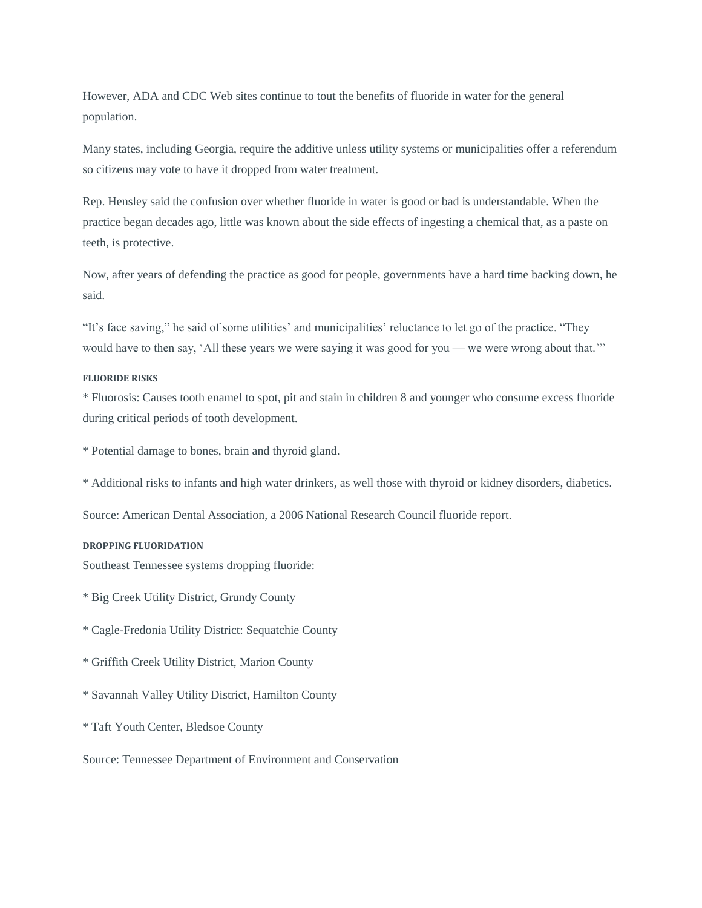However, ADA and CDC Web sites continue to tout the benefits of fluoride in water for the general population.

Many states, including Georgia, require the additive unless utility systems or municipalities offer a referendum so citizens may vote to have it dropped from water treatment.

Rep. Hensley said the confusion over whether fluoride in water is good or bad is understandable. When the practice began decades ago, little was known about the side effects of ingesting a chemical that, as a paste on teeth, is protective.

Now, after years of defending the practice as good for people, governments have a hard time backing down, he said.

"It's face saving," he said of some utilities' and municipalities' reluctance to let go of the practice. "They would have to then say, 'All these years we were saying it was good for you — we were wrong about that.'"

#### FLUORIDE RISKS

* Fluorosis: Causes tooth enamel to spot, pit and stain in children 8 and younger who consume excess fluoride during critical periods of tooth development.

* Potential damage to bones, brain and thyroid gland.

* Additional risks to infants and high water drinkers, as well those with thyroid or kidney disorders, diabetics.

Source: American Dental Association, a 2006 National Research Council fluoride report.

#### DROPPING FLUORIDATION

Southeast Tennessee systems dropping fluoride:

* Big Creek Utility District, Grundy County

* Cagle-Fredonia Utility District: Sequatchie County

* Griffith Creek Utility District, Marion County

* Savannah Valley Utility District, Hamilton County

* Taft Youth Center, Bledsoe County

Source: Tennessee Department of Environment and Conservation